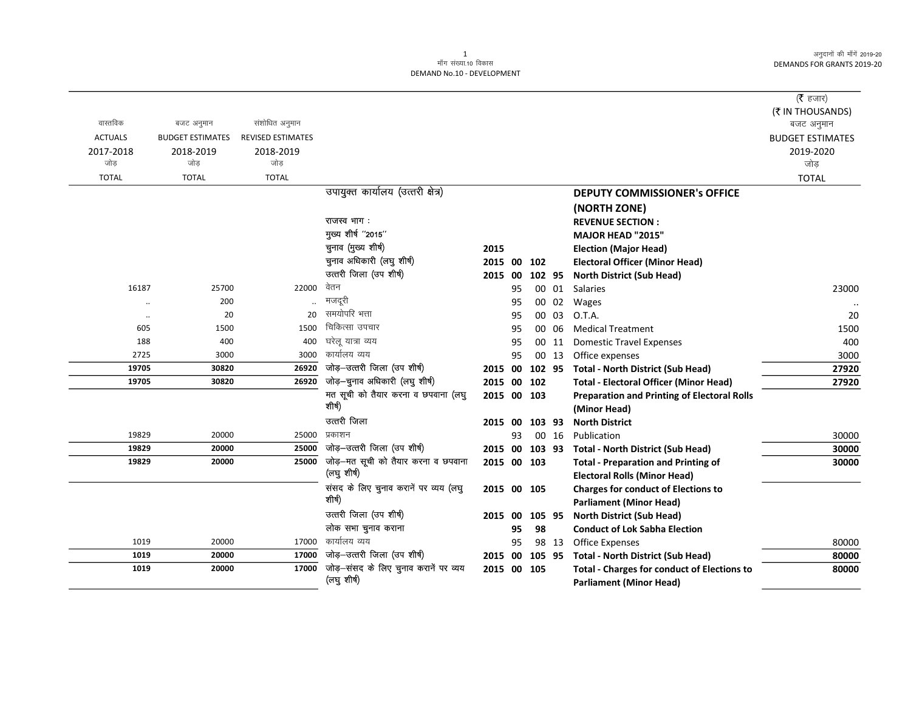मॉंग संख्या.10 विकास
DEMAND No.10 - DEVELOPMENT

अनुदानों की मॉंगें 2019-20
DEMANDS FOR GRANTS 2019-20

| वास्तविक ACTUALS 2017-2018 जोड़ TOTAL | बजट अनुमान BUDGET ESTIMATES 2018-2019 जोड़ TOTAL | संशोधित अनुमान REVISED ESTIMATES 2018-2019 जोड़ TOTAL | | | | | | | (₹ हजार) (₹ IN THOUSANDS) बजट अनुमान BUDGET ESTIMATES 2019-2020 जोड़ TOTAL |
|---|---|---|---|---|---|---|---|---|---|
| | | | उपायुक्त कार्यालय (उत्तरी क्षेत्र) | | | | | **DEPUTY COMMISSIONER's OFFICE (NORTH ZONE)** | |
| | | | राजस्व भाग : | | | | | **REVENUE SECTION :** | |
| | | | मुख्य शीर्ष ''2015'' | | | | | **MAJOR HEAD "2015"** | |
| | | | चुनाव (मुख्य शीर्ष) | **2015** | | | | **Election (Major Head)** | |
| | | | चुनाव अधिकारी (लघु शीर्ष) | **2015** | **00** | **102** | | **Electoral Officer (Minor Head)** | |
| | | | उत्तरी जिला (उप शीर्ष) | **2015** | **00** | **102** | **95** | **North District (Sub Head)** | |
| 16187 | 25700 | 22000 | वेतन | | 95 | 00 | 01 | Salaries | 23000 |
| .. | 200 | .. | मजदूरी | | 95 | 00 | 02 | Wages | .. |
| .. | 20 | 20 | समयोपरि भत्ता | | 95 | 00 | 03 | O.T.A. | 20 |
| 605 | 1500 | 1500 | चिकित्सा उपचार | | 95 | 00 | 06 | Medical Treatment | 1500 |
| 188 | 400 | 400 | घरेलू यात्रा व्यय | | 95 | 00 | 11 | Domestic Travel Expenses | 400 |
| 2725 | 3000 | 3000 | कार्यालय व्यय | | 95 | 00 | 13 | Office expenses | 3000 |
| **19705** | **30820** | **26920** | जोड़–उत्तरी जिला (उप शीर्ष) | **2015** | **00** | **102** | **95** | **Total - North District (Sub Head)** | **27920** |
| **19705** | **30820** | **26920** | जोड़–चुनाव अधिकारी (लघु शीर्ष) | **2015** | **00** | **102** | | **Total - Electoral Officer (Minor Head)** | **27920** |
| | | | मत सूची को तैयार करना व छपवाना (लघु शीर्ष) | **2015** | **00** | **103** | | **Preparation and Printing of Electoral Rolls (Minor Head)** | |
| | | | उत्तरी जिला | **2015** | **00** | **103** | **93** | **North District** | |
| 19829 | 20000 | 25000 | प्रकाशन | | 93 | 00 | 16 | Publication | 30000 |
| **19829** | **20000** | **25000** | जोड़–उत्तरी जिला (उप शीर्ष) | **2015** | **00** | **103** | **93** | **Total - North District (Sub Head)** | **30000** |
| **19829** | **20000** | **25000** | जोड़–मत सूची को तैयार करना व छपवाना (लघु शीर्ष) | **2015** | **00** | **103** | | **Total - Preparation and Printing of Electoral Rolls (Minor Head)** | **30000** |
| | | | संसद के लिए चुनाव करानें पर व्यय (लघु शीर्ष) | **2015** | **00** | **105** | | **Charges for conduct of Elections to Parliament (Minor Head)** | |
| | | | उत्तरी जिला (उप शीर्ष) | **2015** | **00** | **105** | **95** | **North District (Sub Head)** | |
| | | | लोक सभा चुनाव कराना | | **95** | **98** | | **Conduct of Lok Sabha Election** | |
| 1019 | 20000 | 17000 | कार्यालय व्यय | | 95 | 98 | 13 | Office Expenses | 80000 |
| **1019** | **20000** | **17000** | जोड़–उत्तरी जिला (उप शीर्ष) | **2015** | **00** | **105** | **95** | **Total - North District (Sub Head)** | **80000** |
| **1019** | **20000** | **17000** | जोड़–संसद के लिए चुनाव करानें पर व्यय (लघु शीर्ष) | **2015** | **00** | **105** | | **Total - Charges for conduct of Elections to Parliament (Minor Head)** | **80000** |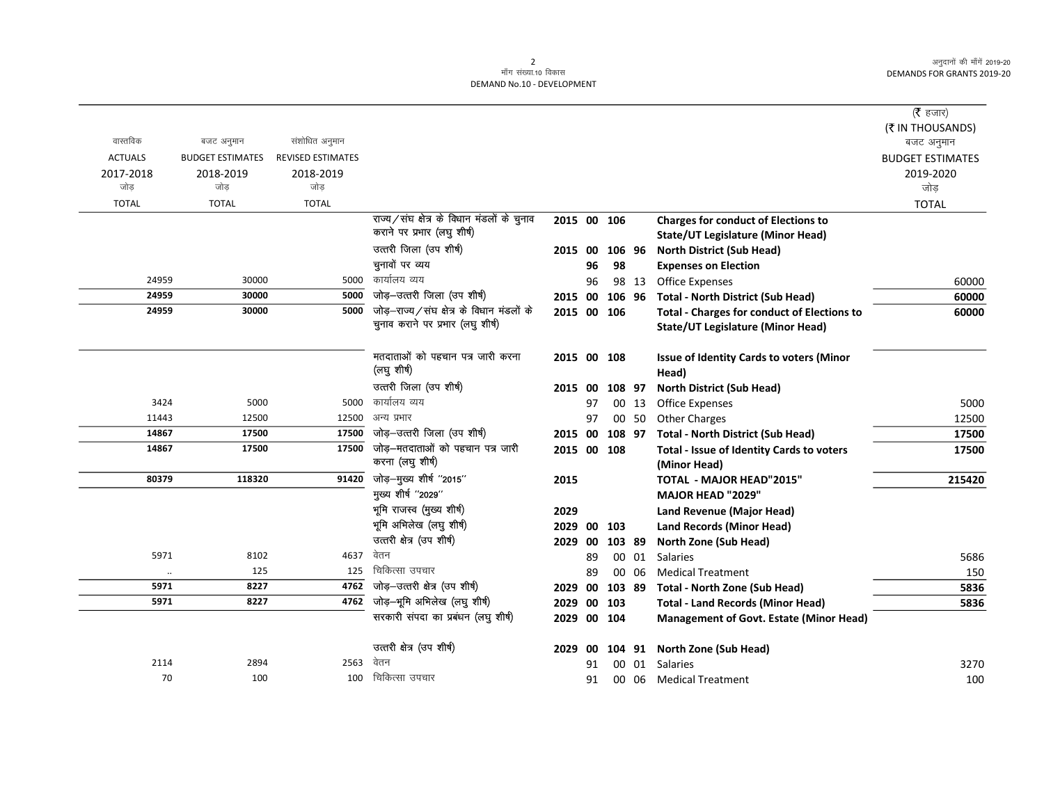मॉंग संख्या.10 विकास
DEMAND No.10 - DEVELOPMENT

(₹ हजार)
(₹ IN THOUSANDS)

| वास्तविक ACTUALS 2017-2018 जोड़ TOTAL | बजट अनुमान BUDGET ESTIMATES 2018-2019 जोड़ TOTAL | संशोधित अनुमान REVISED ESTIMATES 2018-2019 जोड़ TOTAL | | | | | | | बजट अनुमान BUDGET ESTIMATES 2019-2020 जोड़ TOTAL |
|---|---|---|---|---|---|---|---|---|---|
| | | | राज्य/संघ क्षेत्र के विधान मंडलों के चुनाव कराने पर प्रभार (लघु शीर्ष) | 2015 | 00 | 106 | | **Charges for conduct of Elections to State/UT Legislature (Minor Head)** | |
| | | | उत्तरी जिला (उप शीर्ष) | 2015 | 00 | 106 | 96 | **North District (Sub Head)** | |
| | | | चुनावों पर व्यय | | 96 | 98 | | **Expenses on Election** | |
| 24959 | 30000 | 5000 | कार्यालय व्यय | | 96 | 98 | 13 | Office Expenses | 60000 |
| **24959** | **30000** | **5000** | जोड़–उत्तरी जिला (उप शीर्ष) | 2015 | 00 | 106 | 96 | **Total - North District (Sub Head)** | **60000** |
| **24959** | **30000** | **5000** | जोड़–राज्य/संघ क्षेत्र के विधान मंडलों के चुनाव कराने पर प्रभार (लघु शीर्ष) | 2015 | 00 | 106 | | **Total - Charges for conduct of Elections to State/UT Legislature (Minor Head)** | **60000** |
| | | | मतदाताओं को पहचान पत्र जारी करना (लघु शीर्ष) | 2015 | 00 | 108 | | **Issue of Identity Cards to voters (Minor Head)** | |
| | | | उत्तरी जिला (उप शीर्ष) | 2015 | 00 | 108 | 97 | **North District (Sub Head)** | |
| 3424 | 5000 | 5000 | कार्यालय व्यय | | 97 | 00 | 13 | Office Expenses | 5000 |
| 11443 | 12500 | 12500 | अन्य प्रभार | | 97 | 00 | 50 | Other Charges | 12500 |
| **14867** | **17500** | **17500** | जोड़–उत्तरी जिला (उप शीर्ष) | 2015 | 00 | 108 | 97 | **Total - North District (Sub Head)** | **17500** |
| **14867** | **17500** | **17500** | जोड़–मतदाताओं को पहचान पत्र जारी करना (लघु शीर्ष) | 2015 | 00 | 108 | | **Total - Issue of Identity Cards to voters (Minor Head)** | **17500** |
| **80379** | **118320** | **91420** | जोड़–मुख्य शीर्ष "2015" | 2015 | | | | **TOTAL - MAJOR HEAD"2015"** | **215420** |
| | | | मुख्य शीर्ष "2029" | | | | | **MAJOR HEAD "2029"** | |
| | | | भूमि राजस्व (मुख्य शीर्ष) | 2029 | | | | **Land Revenue (Major Head)** | |
| | | | भूमि अभिलेख (लघु शीर्ष) | 2029 | 00 | 103 | | **Land Records (Minor Head)** | |
| | | | उत्तरी क्षेत्र (उप शीर्ष) | 2029 | 00 | 103 | 89 | **North Zone (Sub Head)** | |
| 5971 | 8102 | 4637 | वेतन | | 89 | 00 | 01 | Salaries | 5686 |
| .. | 125 | 125 | चिकित्सा उपचार | | 89 | 00 | 06 | Medical Treatment | 150 |
| **5971** | **8227** | **4762** | जोड़–उत्तरी क्षेत्र (उप शीर्ष) | 2029 | 00 | 103 | 89 | **Total - North Zone (Sub Head)** | **5836** |
| **5971** | **8227** | **4762** | जोड़–भूमि अभिलेख (लघु शीर्ष) | 2029 | 00 | 103 | | **Total - Land Records (Minor Head)** | **5836** |
| | | | सरकारी संपदा का प्रबंधन (लघु शीर्ष) | 2029 | 00 | 104 | | **Management of Govt. Estate (Minor Head)** | |
| | | | उत्तरी क्षेत्र (उप शीर्ष) | 2029 | 00 | 104 | 91 | **North Zone (Sub Head)** | |
| 2114 | 2894 | 2563 | वेतन | | 91 | 00 | 01 | Salaries | 3270 |
| 70 | 100 | 100 | चिकित्सा उपचार | | 91 | 00 | 06 | Medical Treatment | 100 |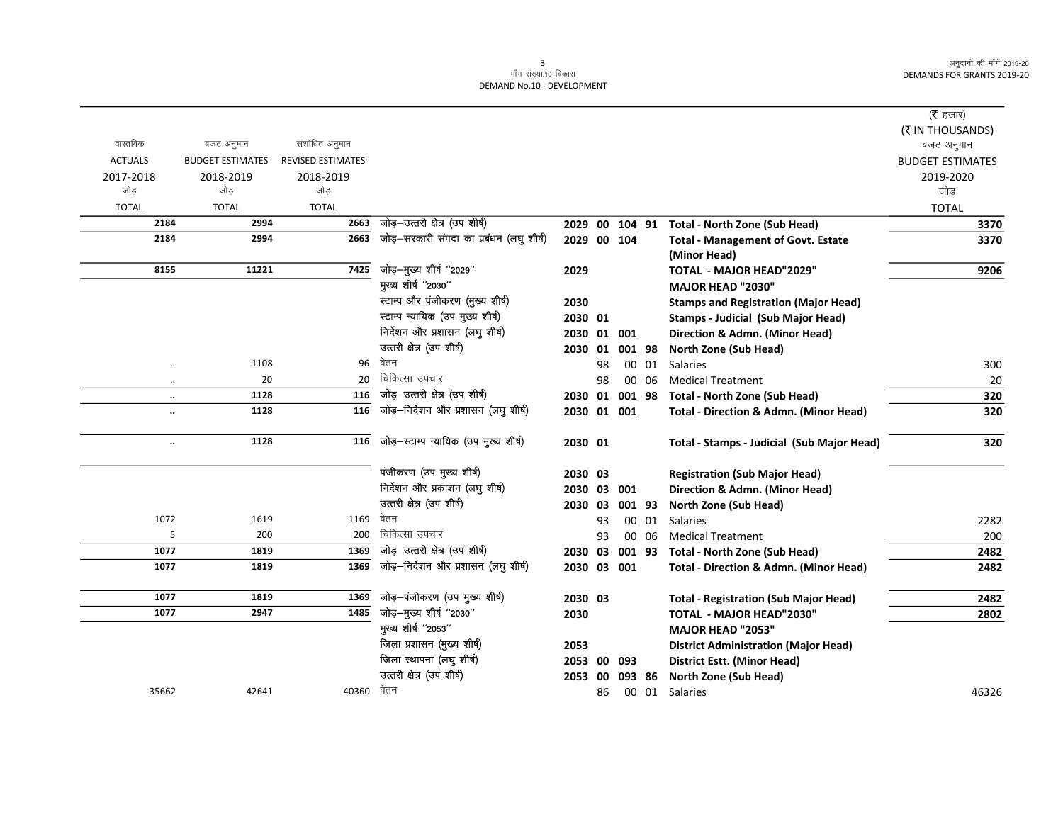मॉंग संख्या.10 विकास
DEMAND No.10 - DEVELOPMENT

अनुदानों की मॉंगें 2019-20
DEMANDS FOR GRANTS 2019-20

(₹ हजार)
(₹ IN THOUSANDS)

| वास्तविक ACTUALS 2017-2018 जोड़ TOTAL | बजट अनुमान BUDGET ESTIMATES 2018-2019 जोड़ TOTAL | संशोधित अनुमान REVISED ESTIMATES 2018-2019 जोड़ TOTAL | | | | | | | बजट अनुमान BUDGET ESTIMATES 2019-2020 जोड़ TOTAL |
|---|---|---|---|---|---|---|---|---|---|
| **2184** | **2994** | **2663** | जोड़–उत्तरी क्षेत्र (उप शीर्ष) | **2029** | **00** | **104** | **91** | **Total - North Zone (Sub Head)** | **3370** |
| **2184** | **2994** | **2663** | जोड़–सरकारी संपदा का प्रबंधन (लघु शीर्ष) | **2029** | **00** | **104** | | **Total - Management of Govt. Estate (Minor Head)** | **3370** |
| **8155** | **11221** | **7425** | जोड़–मुख्य शीर्ष ''2029'' | **2029** | | | | **TOTAL - MAJOR HEAD"2029"** | **9206** |
| | | | मुख्य शीर्ष ''2030'' | | | | | **MAJOR HEAD "2030"** | |
| | | | स्टाम्प और पंजीकरण (मुख्य शीर्ष) | **2030** | | | | **Stamps and Registration (Major Head)** | |
| | | | स्टाम्प न्यायिक (उप मुख्य शीर्ष) | **2030** | **01** | | | **Stamps - Judicial (Sub Major Head)** | |
| | | | निर्देशन और प्रशासन (लघु शीर्ष) | **2030** | **01** | **001** | | **Direction & Admn. (Minor Head)** | |
| | | | उत्तरी क्षेत्र (उप शीर्ष) | **2030** | **01** | **001** | **98** | **North Zone (Sub Head)** | |
| .. | 1108 | 96 | वेतन | | 98 | 00 | 01 | Salaries | 300 |
| .. | 20 | 20 | चिकित्सा उपचार | | 98 | 00 | 06 | Medical Treatment | 20 |
| **..** | **1128** | **116** | जोड़–उत्तरी क्षेत्र (उप शीर्ष) | **2030** | **01** | **001** | **98** | **Total - North Zone (Sub Head)** | **320** |
| **..** | **1128** | **116** | जोड़–निर्देशन और प्रशासन (लघु शीर्ष) | **2030** | **01** | **001** | | **Total - Direction & Admn. (Minor Head)** | **320** |
| **..** | **1128** | **116** | जोड़–स्टाम्प न्यायिक (उप मुख्य शीर्ष) | **2030** | **01** | | | **Total - Stamps - Judicial (Sub Major Head)** | **320** |
| | | | पंजीकरण (उप मुख्य शीर्ष) | **2030** | **03** | | | **Registration (Sub Major Head)** | |
| | | | निर्देशन और प्रकाशन (लघु शीर्ष) | **2030** | **03** | **001** | | **Direction & Admn. (Minor Head)** | |
| | | | उत्तरी क्षेत्र (उप शीर्ष) | **2030** | **03** | **001** | **93** | **North Zone (Sub Head)** | |
| 1072 | 1619 | 1169 | वेतन | | 93 | 00 | 01 | Salaries | 2282 |
| 5 | 200 | 200 | चिकित्सा उपचार | | 93 | 00 | 06 | Medical Treatment | 200 |
| **1077** | **1819** | **1369** | जोड़–उत्तरी क्षेत्र (उप शीर्ष) | **2030** | **03** | **001** | **93** | **Total - North Zone (Sub Head)** | **2482** |
| **1077** | **1819** | **1369** | जोड़–निर्देशन और प्रशासन (लघु शीर्ष) | **2030** | **03** | **001** | | **Total - Direction & Admn. (Minor Head)** | **2482** |
| **1077** | **1819** | **1369** | जोड़–पंजीकरण (उप मुख्य शीर्ष) | **2030** | **03** | | | **Total - Registration (Sub Major Head)** | **2482** |
| **1077** | **2947** | **1485** | जोड़–मुख्य शीर्ष ''2030'' | **2030** | | | | **TOTAL - MAJOR HEAD"2030"** | **2802** |
| | | | मुख्य शीर्ष ''2053'' | | | | | **MAJOR HEAD "2053"** | |
| | | | जिला प्रशासन (मुख्य शीर्ष) | **2053** | | | | **District Administration (Major Head)** | |
| | | | जिला स्थापना (लघु शीर्ष) | **2053** | **00** | **093** | | **District Estt. (Minor Head)** | |
| | | | उत्तरी क्षेत्र (उप शीर्ष) | **2053** | **00** | **093** | **86** | **North Zone (Sub Head)** | |
| 35662 | 42641 | 40360 | वेतन | | 86 | 00 | 01 | Salaries | 46326 |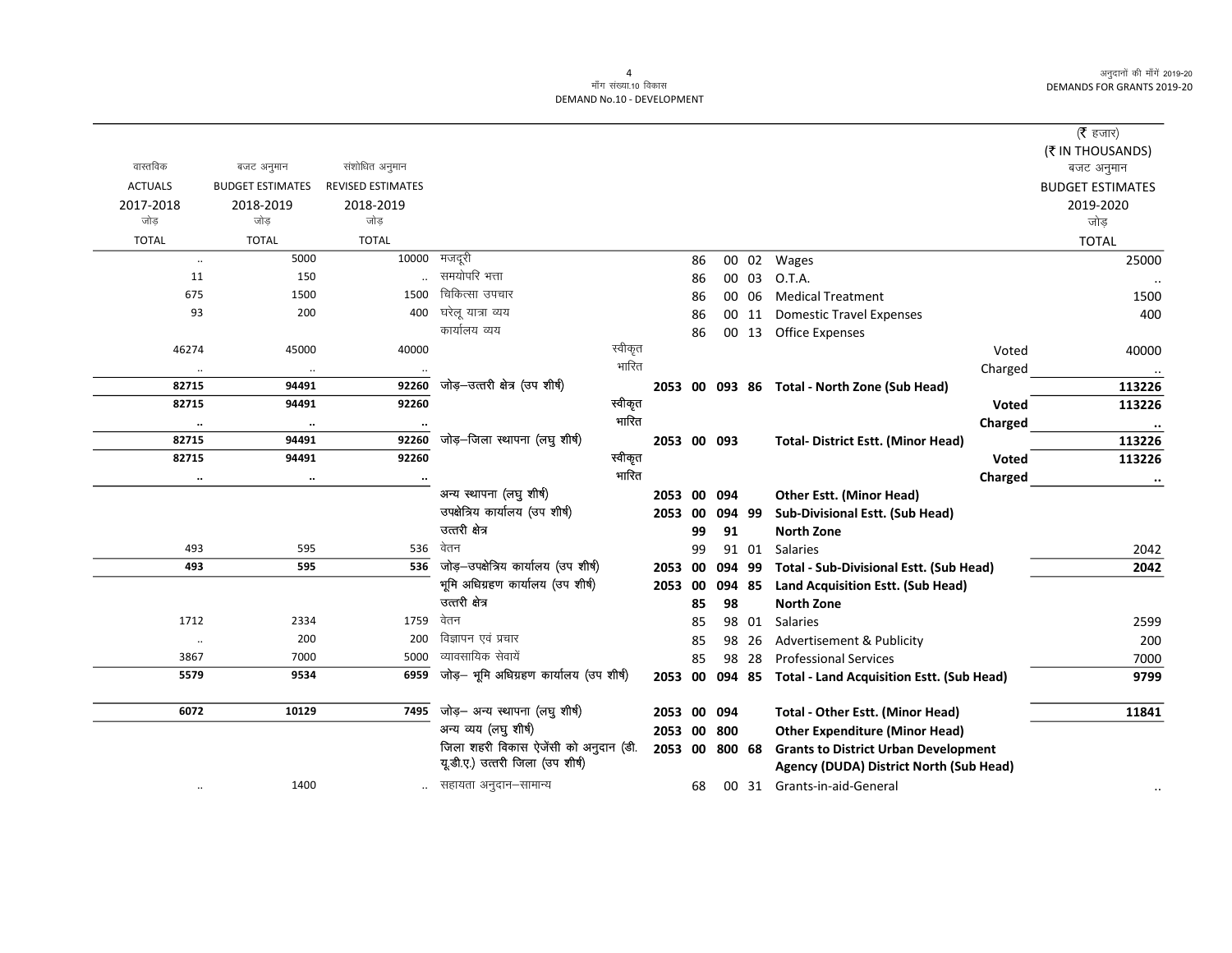**मॉंग संख्या.10 विकास**
**DEMAND No.10 - DEVELOPMENT**

(₹ हजार)
(₹ IN THOUSANDS)

| वास्तविक ACTUALS 2017-2018 जोड़ TOTAL | बजट अनुमान BUDGET ESTIMATES 2018-2019 जोड़ TOTAL | संशोधित अनुमान REVISED ESTIMATES 2018-2019 जोड़ TOTAL | | | | | | | बजट अनुमान BUDGET ESTIMATES 2019-2020 जोड़ TOTAL |
|---|---|---|---|---|---|---|---|---|---|
| .. | 5000 | 10000 | मजदूरी | | 86 | 00 | 02 | Wages | 25000 |
| 11 | 150 | .. | समयोपरि भत्ता | | 86 | 00 | 03 | O.T.A. | .. |
| 675 | 1500 | 1500 | चिकित्सा उपचार | | 86 | 00 | 06 | Medical Treatment | 1500 |
| 93 | 200 | 400 | घरेलू यात्रा व्यय | | 86 | 00 | 11 | Domestic Travel Expenses | 400 |
| | | | कार्यालय व्यय | | 86 | 00 | 13 | Office Expenses | |
| 46274 | 45000 | 40000 | स्वीकृत | | | | | Voted | 40000 |
| .. | .. | .. | भारित | | | | | Charged | .. |
| **82715** | **94491** | **92260** | जोड़–उत्तरी क्षेत्र (उप शीर्ष) | **2053** | **00** | **093** | **86** | **Total - North Zone (Sub Head)** | **113226** |
| **82715** | **94491** | **92260** | स्वीकृत | | | | | **Voted** | **113226** |
| **..** | **..** | **..** | भारित | | | | | **Charged** | **..** |
| **82715** | **94491** | **92260** | जोड़–जिला स्थापना (लघु शीर्ष) | **2053** | **00** | **093** | | **Total- District Estt. (Minor Head)** | **113226** |
| **82715** | **94491** | **92260** | स्वीकृत | | | | | **Voted** | **113226** |
| **..** | **..** | **..** | भारित | | | | | **Charged** | **..** |
| | | | अन्य स्थापना (लघु शीर्ष) | **2053** | **00** | **094** | | **Other Estt. (Minor Head)** | |
| | | | उपक्षेत्रिय कार्यालय (उप शीर्ष) | **2053** | **00** | **094** | **99** | **Sub-Divisional Estt. (Sub Head)** | |
| | | | उत्तरी क्षेत्र | | **99** | **91** | | **North Zone** | |
| 493 | 595 | 536 | वेतन | | 99 | 91 | 01 | Salaries | 2042 |
| **493** | **595** | **536** | जोड़–उपक्षेत्रिय कार्यालय (उप शीर्ष) | **2053** | **00** | **094** | **99** | **Total - Sub-Divisional Estt. (Sub Head)** | **2042** |
| | | | भूमि अधिग्रहण कार्यालय (उप शीर्ष) | **2053** | **00** | **094** | **85** | **Land Acquisition Estt. (Sub Head)** | |
| | | | उत्तरी क्षेत्र | | **85** | **98** | | **North Zone** | |
| 1712 | 2334 | 1759 | वेतन | | 85 | 98 | 01 | Salaries | 2599 |
| .. | 200 | 200 | विज्ञापन एवं प्रचार | | 85 | 98 | 26 | Advertisement & Publicity | 200 |
| 3867 | 7000 | 5000 | व्यावसायिक सेवायें | | 85 | 98 | 28 | Professional Services | 7000 |
| **5579** | **9534** | **6959** | जोड़– भूमि अधिग्रहण कार्यालय (उप शीर्ष) | **2053** | **00** | **094** | **85** | **Total - Land Acquisition Estt. (Sub Head)** | **9799** |
| **6072** | **10129** | **7495** | जोड़– अन्य स्थापना (लघु शीर्ष) | **2053** | **00** | **094** | | **Total - Other Estt. (Minor Head)** | **11841** |
| | | | अन्य व्यय (लघु शीर्ष) | **2053** | **00** | **800** | | **Other Expenditure (Minor Head)** | |
| | | | जिला शहरी विकास ऐजेंसी को अनुदान (डी.यू.डी.ए.) उत्तरी जिला (उप शीर्ष) | **2053** | **00** | **800** | **68** | **Grants to District Urban Development Agency (DUDA) District North (Sub Head)** | |
| .. | 1400 | .. | सहायता अनुदान–सामान्य | | 68 | 00 | 31 | Grants-in-aid-General | .. |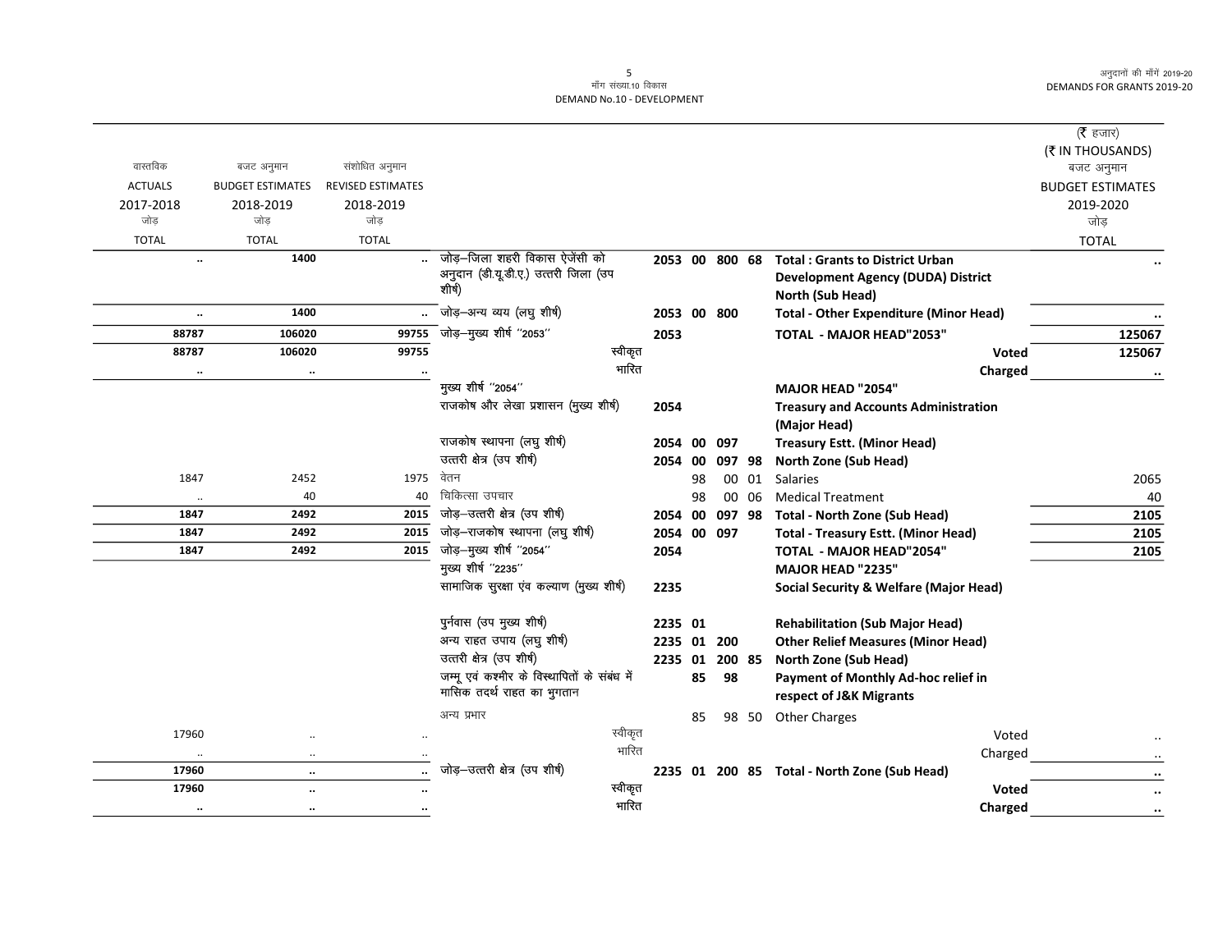मॉंग संख्या.10 विकास
DEMAND No.10 - DEVELOPMENT

(₹ हजार)
(₹ IN THOUSANDS)

| वास्तविक ACTUALS 2017-2018 जोड़ TOTAL | बजट अनुमान BUDGET ESTIMATES 2018-2019 जोड़ TOTAL | संशोधित अनुमान REVISED ESTIMATES 2018-2019 जोड़ TOTAL | | | | | | | बजट अनुमान BUDGET ESTIMATES 2019-2020 जोड़ TOTAL |
|---|---|---|---|---|---|---|---|---|---|
| .. | 1400 | .. | जोड़–जिला शहरी विकास ऐजेंसी को अनुदान (डी.यू.डी.ए.) उत्तरी जिला (उप शीर्ष) | 2053 | 00 | 800 | 68 | **Total : Grants to District Urban Development Agency (DUDA) District North (Sub Head)** | .. |
| .. | 1400 | .. | जोड़–अन्य व्यय (लघु शीर्ष) | 2053 | 00 | 800 | | **Total - Other Expenditure (Minor Head)** | .. |
| 88787 | 106020 | 99755 | जोड़–मुख्य शीर्ष "2053" | 2053 | | | | **TOTAL - MAJOR HEAD"2053"** | 125067 |
| 88787 | 106020 | 99755 | स्वीकृत | | | | | **Voted** | 125067 |
| .. | .. | .. | भारित | | | | | **Charged** | .. |
| | | | मुख्य शीर्ष "2054" | | | | | **MAJOR HEAD "2054"** | |
| | | | राजकोष और लेखा प्रशासन (मुख्य शीर्ष) | 2054 | | | | **Treasury and Accounts Administration (Major Head)** | |
| | | | राजकोष स्थापना (लघु शीर्ष) | 2054 | 00 | 097 | | **Treasury Estt. (Minor Head)** | |
| | | | उत्तरी क्षेत्र (उप शीर्ष) | 2054 | 00 | 097 | 98 | **North Zone (Sub Head)** | |
| 1847 | 2452 | 1975 | वेतन | | 98 | 00 | 01 | Salaries | 2065 |
| .. | 40 | 40 | चिकित्सा उपचार | | 98 | 00 | 06 | Medical Treatment | 40 |
| 1847 | 2492 | 2015 | जोड़–उत्तरी क्षेत्र (उप शीर्ष) | 2054 | 00 | 097 | 98 | **Total - North Zone (Sub Head)** | 2105 |
| 1847 | 2492 | 2015 | जोड़–राजकोष स्थापना (लघु शीर्ष) | 2054 | 00 | 097 | | **Total - Treasury Estt. (Minor Head)** | 2105 |
| 1847 | 2492 | 2015 | जोड़–मुख्य शीर्ष "2054" | 2054 | | | | **TOTAL - MAJOR HEAD"2054"** | 2105 |
| | | | मुख्य शीर्ष "2235" | | | | | **MAJOR HEAD "2235"** | |
| | | | सामाजिक सुरक्षा एंव कल्याण (मुख्य शीर्ष) | 2235 | | | | **Social Security & Welfare (Major Head)** | |
| | | | पुर्नवास (उप मुख्य शीर्ष) | 2235 | 01 | | | **Rehabilitation (Sub Major Head)** | |
| | | | अन्य राहत उपाय (लघु शीर्ष) | 2235 | 01 | 200 | | **Other Relief Measures (Minor Head)** | |
| | | | उत्तरी क्षेत्र (उप शीर्ष) | 2235 | 01 | 200 | 85 | **North Zone (Sub Head)** | |
| | | | जम्मू एवं कश्मीर के विस्थापितों के संबंध में मासिक तदर्थ राहत का भुगतान | | 85 | 98 | | **Payment of Monthly Ad-hoc relief in respect of J&K Migrants** | |
| | | | अन्य प्रभार | | 85 | 98 | 50 | Other Charges | |
| 17960 | .. | .. | स्वीकृत | | | | | Voted | .. |
| .. | .. | .. | भारित | | | | | Charged | .. |
| 17960 | .. | .. | जोड़–उत्तरी क्षेत्र (उप शीर्ष) | 2235 | 01 | 200 | 85 | **Total - North Zone (Sub Head)** | .. |
| 17960 | .. | .. | स्वीकृत | | | | | **Voted** | .. |
| .. | .. | .. | भारित | | | | | **Charged** | .. |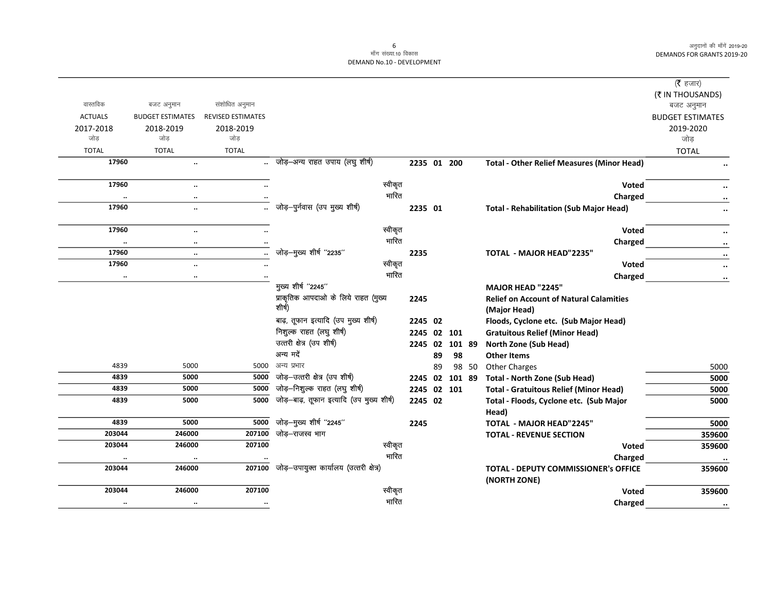DEMAND No.10 - DEVELOPMENT

मॉंग संख्या.10 विकास

(₹ हजार)
(₹ IN THOUSANDS)

| वास्तविक ACTUALS 2017-2018 जोड़ TOTAL | बजट अनुमान BUDGET ESTIMATES 2018-2019 जोड़ TOTAL | संशोधित अनुमान REVISED ESTIMATES 2018-2019 जोड़ TOTAL | | | | | | | | बजट अनुमान BUDGET ESTIMATES 2019-2020 जोड़ TOTAL |
|---|---|---|---|---|---|---|---|---|---|---|
| 17960 | .. | .. | जोड़–अन्य राहत उपाय (लघु शीर्ष) | 2235 | 01 | 200 | | | Total - Other Relief Measures (Minor Head) | .. |
| 17960 | .. | .. | स्वीकृत | | | | | | Voted | .. |
| .. | .. | .. | भारित | | | | | | Charged | .. |
| 17960 | .. | .. | जोड़–पुर्नवास (उप मुख्य शीर्ष) | 2235 | 01 | | | | Total - Rehabilitation (Sub Major Head) | .. |
| 17960 | .. | .. | स्वीकृत | | | | | | Voted | .. |
| .. | .. | .. | भारित | | | | | | Charged | .. |
| 17960 | .. | .. | जोड़–मुख्य शीर्ष "2235" | 2235 | | | | | TOTAL - MAJOR HEAD"2235" | .. |
| 17960 | .. | .. | स्वीकृत | | | | | | Voted | .. |
| .. | .. | .. | भारित | | | | | | Charged | .. |
| | | | मुख्य शीर्ष "2245" | | | | | | MAJOR HEAD "2245" | |
| | | | प्राकृतिक आपदाओ के लिये राहत (मुख्य शीर्ष) | 2245 | | | | | Relief on Account of Natural Calamities (Major Head) | |
| | | | बाढ़, तूफान इत्यादि (उप मुख्य शीर्ष) | 2245 | 02 | | | | Floods, Cyclone etc. (Sub Major Head) | |
| | | | निशुल्क राहत (लघु शीर्ष) | 2245 | 02 | 101 | | | Gratuitous Relief (Minor Head) | |
| | | | उत्तरी क्षेत्र (उप शीर्ष) | 2245 | 02 | 101 | 89 | | North Zone (Sub Head) | |
| | | | अन्य मदें | | | 89 | 98 | | Other Items | |
| 4839 | 5000 | 5000 | अन्य प्रभार | | | 89 | 98 | 50 | Other Charges | 5000 |
| 4839 | 5000 | 5000 | जोड़–उत्तरी क्षेत्र (उप शीर्ष) | 2245 | 02 | 101 | 89 | | Total - North Zone (Sub Head) | 5000 |
| 4839 | 5000 | 5000 | जोड़–निशुल्क राहत (लघु शीर्ष) | 2245 | 02 | 101 | | | Total - Gratuitous Relief (Minor Head) | 5000 |
| 4839 | 5000 | 5000 | जोड़–बाढ़, तूफान इत्यादि (उप मुख्य शीर्ष) | 2245 | 02 | | | | Total - Floods, Cyclone etc. (Sub Major Head) | 5000 |
| 4839 | 5000 | 5000 | जोड़–मुख्य शीर्ष "2245" | 2245 | | | | | TOTAL - MAJOR HEAD"2245" | 5000 |
| 203044 | 246000 | 207100 | जोड़–राजस्व भाग | | | | | | TOTAL - REVENUE SECTION | 359600 |
| 203044 | 246000 | 207100 | स्वीकृत | | | | | | Voted | 359600 |
| .. | .. | .. | भारित | | | | | | Charged | .. |
| 203044 | 246000 | 207100 | जोड़–उपायुक्त कार्यालय (उत्तरी क्षेत्र) | | | | | | TOTAL - DEPUTY COMMISSIONER's OFFICE (NORTH ZONE) | 359600 |
| 203044 | 246000 | 207100 | स्वीकृत | | | | | | Voted | 359600 |
| .. | .. | .. | भारित | | | | | | Charged | .. |